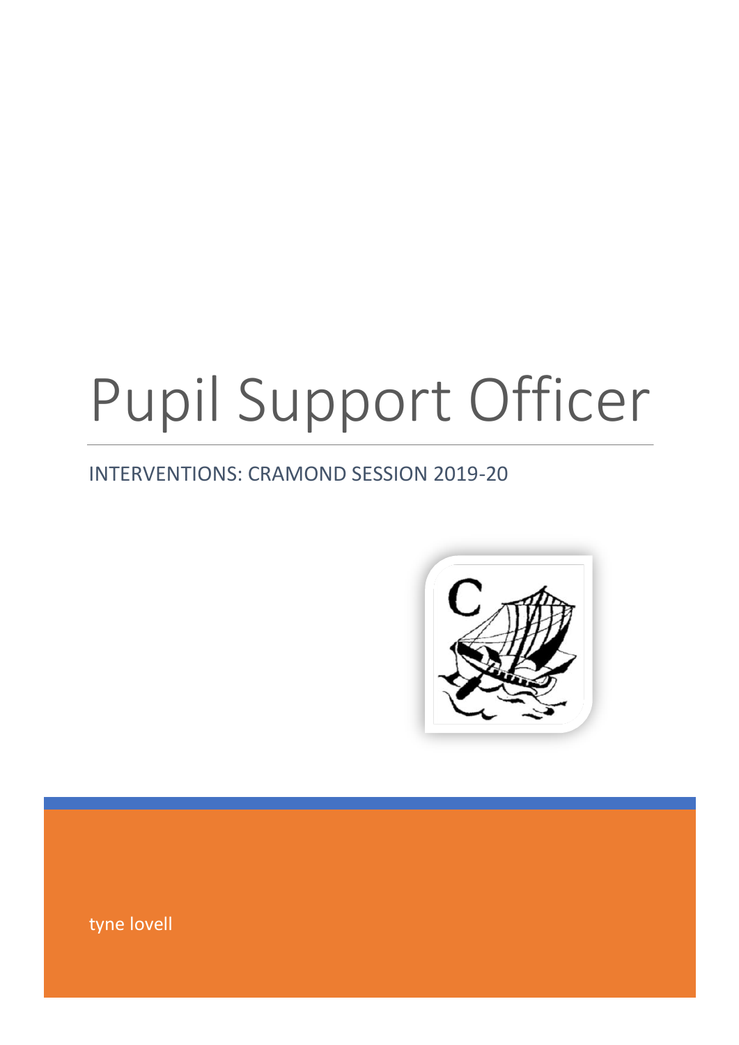# Pupil Support Officer

## INTERVENTIONS: CRAMOND SESSION 2019-20

tyne lovell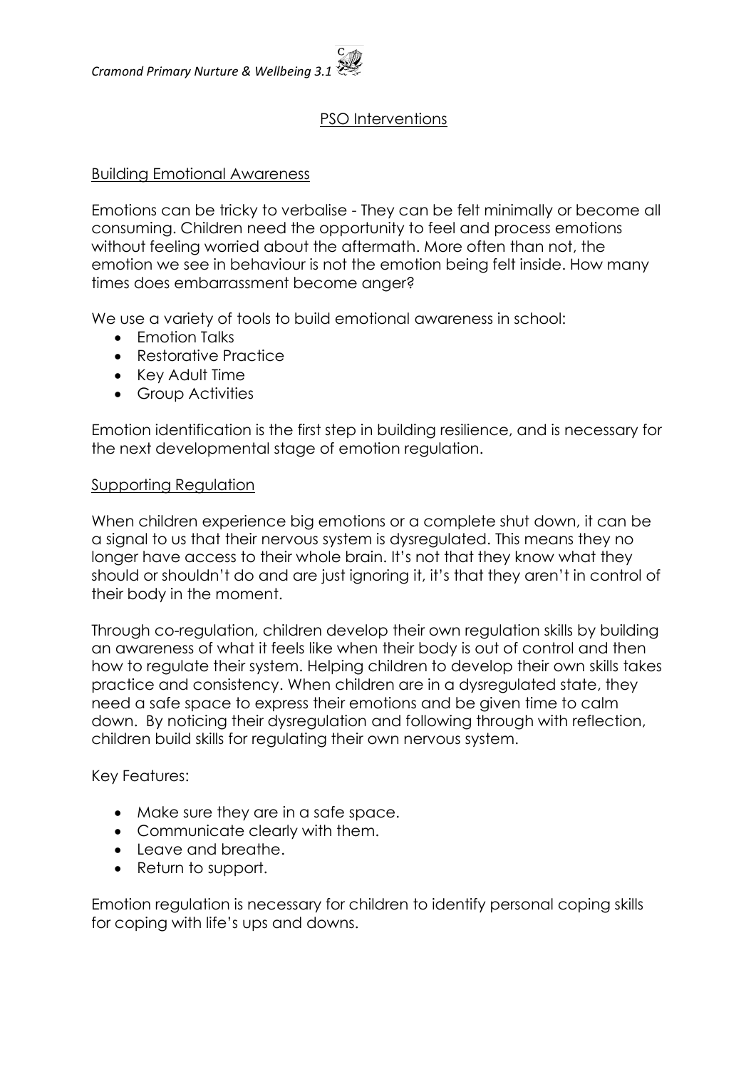## PSO Interventions

### Building Emotional Awareness

Emotions can be tricky to verbalise - They can be felt minimally or become all consuming. Children need the opportunity to feel and process emotions without feeling worried about the aftermath. More often than not, the emotion we see in behaviour is not the emotion being felt inside. How many times does embarrassment become anger?

We use a variety of tools to build emotional awareness in school:

- Emotion Talks
- Restorative Practice
- Key Adult Time
- Group Activities

Emotion identification is the first step in building resilience, and is necessary for the next developmental stage of emotion regulation.

### Supporting Regulation

When children experience big emotions or a complete shut down, it can be a signal to us that their nervous system is dysregulated. This means they no longer have access to their whole brain. It's not that they know what they should or shouldn't do and are just ignoring it, it's that they aren't in control of their body in the moment.

Through co-regulation, children develop their own regulation skills by building an awareness of what it feels like when their body is out of control and then how to regulate their system. Helping children to develop their own skills takes practice and consistency. When children are in a dysregulated state, they need a safe space to express their emotions and be given time to calm down. By noticing their dysregulation and following through with reflection, children build skills for regulating their own nervous system.

Key Features:

- Make sure they are in a safe space.
- Communicate clearly with them.
- Leave and breathe.
- Return to support.

Emotion regulation is necessary for children to identify personal coping skills for coping with life's ups and downs.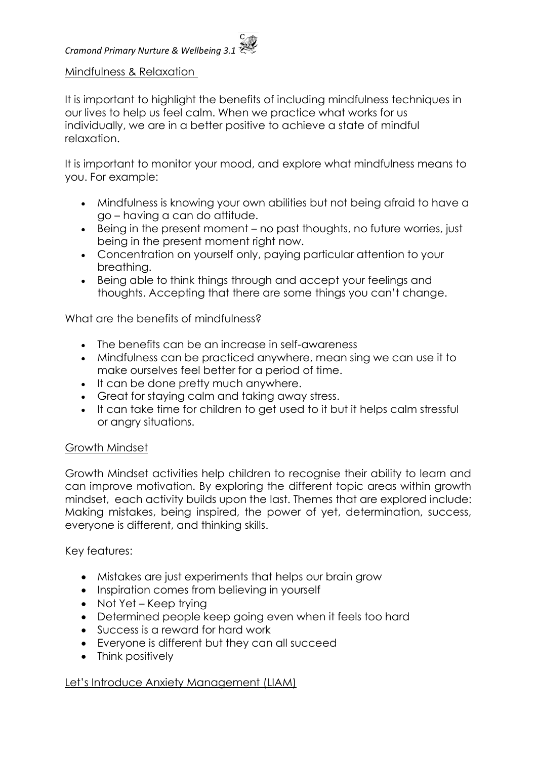## Mindfulness & Relaxation

It is important to highlight the benefits of including mindfulness techniques in our lives to help us feel calm. When we practice what works for us individually, we are in a better positive to achieve a state of mindful relaxation.

It is important to monitor your mood, and explore what mindfulness means to you. For example:

- Mindfulness is knowing your own abilities but not being afraid to have a go – having a can do attitude.
- Being in the present moment – no past thoughts, no future worries, just being in the present moment right now.
- Concentration on yourself only, paying particular attention to your breathing.
- Being able to think things through and accept your feelings and thoughts. Accepting that there are some things you can't change.

What are the benefits of mindfulness?

- The benefits can be an increase in self-awareness
- Mindfulness can be practiced anywhere, mean sing we can use it to make ourselves feel better for a period of time.
- It can be done pretty much anywhere.
- Great for staying calm and taking away stress.
- It can take time for children to get used to it but it helps calm stressful or angry situations.

## Growth Mindset

Growth Mindset activities help children to recognise their ability to learn and can improve motivation. By exploring the different topic areas within growth mindset, each activity builds upon the last. Themes that are explored include: Making mistakes, being inspired, the power of yet, determination, success, everyone is different, and thinking skills.

Key features:

- Mistakes are just experiments that helps our brain grow
- Inspiration comes from believing in yourself
- Not Yet – Keep trying
- Determined people keep going even when it feels too hard
- Success is a reward for hard work
- Everyone is different but they can all succeed
- Think positively

## Let's Introduce Anxiety Management (LIAM)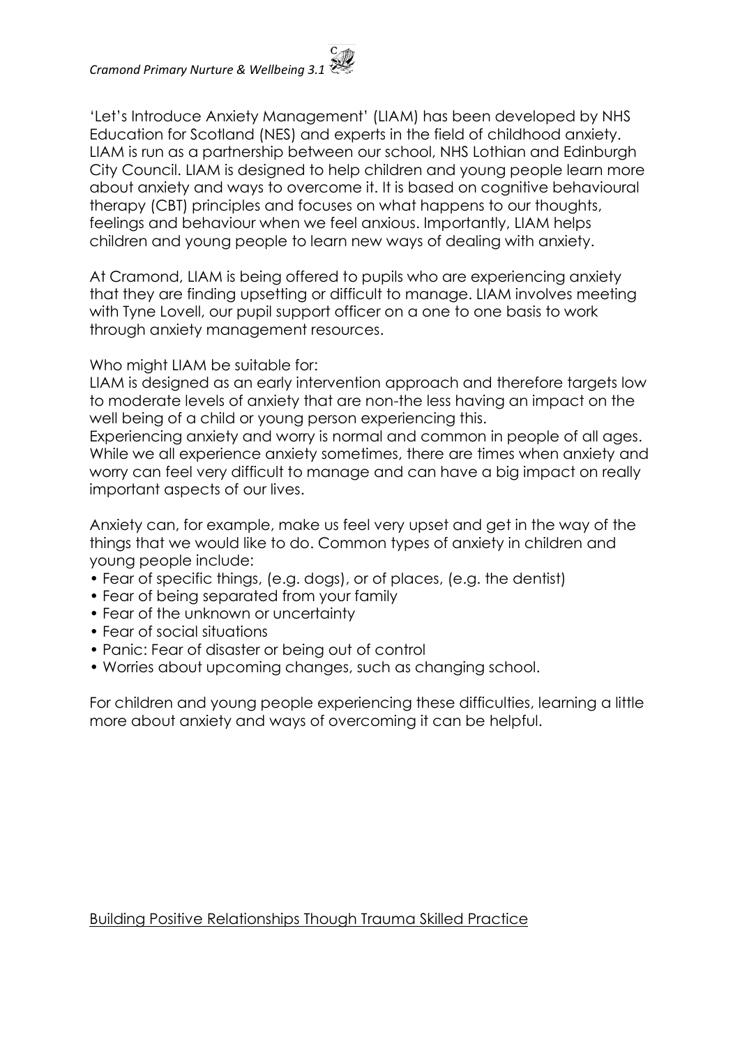'Let's Introduce Anxiety Management' (LIAM) has been developed by NHS Education for Scotland (NES) and experts in the field of childhood anxiety. LIAM is run as a partnership between our school, NHS Lothian and Edinburgh City Council. LIAM is designed to help children and young people learn more about anxiety and ways to overcome it. It is based on cognitive behavioural therapy (CBT) principles and focuses on what happens to our thoughts, feelings and behaviour when we feel anxious. Importantly, LIAM helps children and young people to learn new ways of dealing with anxiety.

At Cramond, LIAM is being offered to pupils who are experiencing anxiety that they are finding upsetting or difficult to manage. LIAM involves meeting with Tyne Lovell, our pupil support officer on a one to one basis to work through anxiety management resources.

Who might LIAM be suitable for:

LIAM is designed as an early intervention approach and therefore targets low to moderate levels of anxiety that are non-the less having an impact on the well being of a child or young person experiencing this.

Experiencing anxiety and worry is normal and common in people of all ages. While we all experience anxiety sometimes, there are times when anxiety and worry can feel very difficult to manage and can have a big impact on really important aspects of our lives.

Anxiety can, for example, make us feel very upset and get in the way of the things that we would like to do. Common types of anxiety in children and young people include:

- Fear of specific things, (e.g. dogs), or of places, (e.g. the dentist)
- Fear of being separated from your family
- Fear of the unknown or uncertainty
- Fear of social situations
- Panic: Fear of disaster or being out of control
- Worries about upcoming changes, such as changing school.

For children and young people experiencing these difficulties, learning a little more about anxiety and ways of overcoming it can be helpful.

Building Positive Relationships Though Trauma Skilled Practice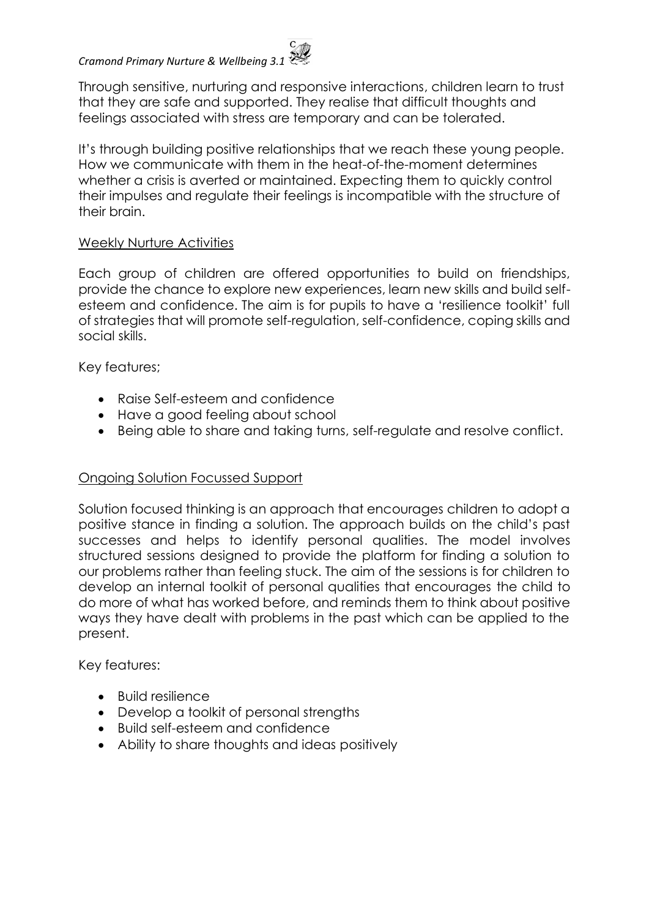Through sensitive, nurturing and responsive interactions, children learn to trust that they are safe and supported. They realise that difficult thoughts and feelings associated with stress are temporary and can be tolerated.

It's through building positive relationships that we reach these young people. How we communicate with them in the heat-of-the-moment determines whether a crisis is averted or maintained. Expecting them to quickly control their impulses and regulate their feelings is incompatible with the structure of their brain.

## Weekly Nurture Activities

Each group of children are offered opportunities to build on friendships, provide the chance to explore new experiences, learn new skills and build self-esteem and confidence. The aim is for pupils to have a 'resilience toolkit' full of strategies that will promote self-regulation, self-confidence, coping skills and social skills.

Key features;

- Raise Self-esteem and confidence
- Have a good feeling about school
- Being able to share and taking turns, self-regulate and resolve conflict.

## Ongoing Solution Focussed Support

Solution focused thinking is an approach that encourages children to adopt a positive stance in finding a solution. The approach builds on the child's past successes and helps to identify personal qualities. The model involves structured sessions designed to provide the platform for finding a solution to our problems rather than feeling stuck. The aim of the sessions is for children to develop an internal toolkit of personal qualities that encourages the child to do more of what has worked before, and reminds them to think about positive ways they have dealt with problems in the past which can be applied to the present.

Key features:

- Build resilience
- Develop a toolkit of personal strengths
- Build self-esteem and confidence
- Ability to share thoughts and ideas positively